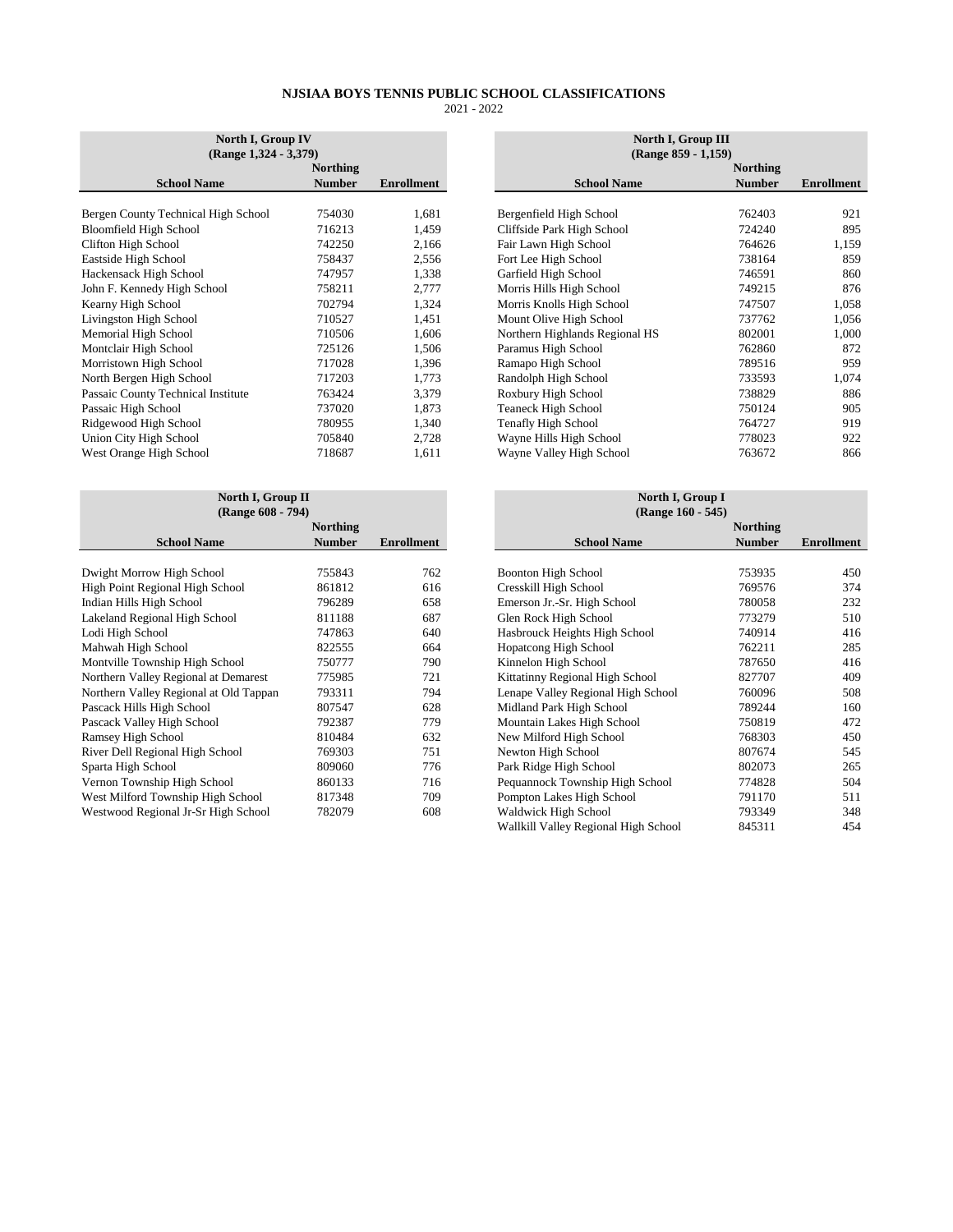# NJSIAA BOYS TENNIS PUBLIC SCHOOL CLASSIFICATIONS

2021 - 2022

| North I, Group IV (Range 1,324 - 3,379) | | |
|---|---|---|
| **School Name** | **Northing Number** | **Enrollment** |
| Bergen County Technical High School | 754030 | 1,681 |
| Bloomfield High School | 716213 | 1,459 |
| Clifton High School | 742250 | 2,166 |
| Eastside High School | 758437 | 2,556 |
| Hackensack High School | 747957 | 1,338 |
| John F. Kennedy High School | 758211 | 2,777 |
| Kearny High School | 702794 | 1,324 |
| Livingston High School | 710527 | 1,451 |
| Memorial High School | 710506 | 1,606 |
| Montclair High School | 725126 | 1,506 |
| Morristown High School | 717028 | 1,396 |
| North Bergen High School | 717203 | 1,773 |
| Passaic County Technical Institute | 763424 | 3,379 |
| Passaic High School | 737020 | 1,873 |
| Ridgewood High School | 780955 | 1,340 |
| Union City High School | 705840 | 2,728 |
| West Orange High School | 718687 | 1,611 |

| North I, Group III (Range 859 - 1,159) | | |
|---|---|---|
| **School Name** | **Northing Number** | **Enrollment** |
| Bergenfield High School | 762403 | 921 |
| Cliffside Park High School | 724240 | 895 |
| Fair Lawn High School | 764626 | 1,159 |
| Fort Lee High School | 738164 | 859 |
| Garfield High School | 746591 | 860 |
| Morris Hills High School | 749215 | 876 |
| Morris Knolls High School | 747507 | 1,058 |
| Mount Olive High School | 737762 | 1,056 |
| Northern Highlands Regional HS | 802001 | 1,000 |
| Paramus High School | 762860 | 872 |
| Ramapo High School | 789516 | 959 |
| Randolph High School | 733593 | 1,074 |
| Roxbury High School | 738829 | 886 |
| Teaneck High School | 750124 | 905 |
| Tenafly High School | 764727 | 919 |
| Wayne Hills High School | 778023 | 922 |
| Wayne Valley High School | 763672 | 866 |

| North I, Group II (Range 608 - 794) | | |
|---|---|---|
| **School Name** | **Northing Number** | **Enrollment** |
| Dwight Morrow High School | 755843 | 762 |
| High Point Regional High School | 861812 | 616 |
| Indian Hills High School | 796289 | 658 |
| Lakeland Regional High School | 811188 | 687 |
| Lodi High School | 747863 | 640 |
| Mahwah High School | 822555 | 664 |
| Montville Township High School | 750777 | 790 |
| Northern Valley Regional at Demarest | 775985 | 721 |
| Northern Valley Regional at Old Tappan | 793311 | 794 |
| Pascack Hills High School | 807547 | 628 |
| Pascack Valley High School | 792387 | 779 |
| Ramsey High School | 810484 | 632 |
| River Dell Regional High School | 769303 | 751 |
| Sparta High School | 809060 | 776 |
| Vernon Township High School | 860133 | 716 |
| West Milford Township High School | 817348 | 709 |
| Westwood Regional Jr-Sr High School | 782079 | 608 |

| North I, Group I (Range 160 - 545) | | |
|---|---|---|
| **School Name** | **Northing Number** | **Enrollment** |
| Boonton High School | 753935 | 450 |
| Cresskill High School | 769576 | 374 |
| Emerson Jr.-Sr. High School | 780058 | 232 |
| Glen Rock High School | 773279 | 510 |
| Hasbrouck Heights High School | 740914 | 416 |
| Hopatcong High School | 762211 | 285 |
| Kinnelon High School | 787650 | 416 |
| Kittatinny Regional High School | 827707 | 409 |
| Lenape Valley Regional High School | 760096 | 508 |
| Midland Park High School | 789244 | 160 |
| Mountain Lakes High School | 750819 | 472 |
| New Milford High School | 768303 | 450 |
| Newton High School | 807674 | 545 |
| Park Ridge High School | 802073 | 265 |
| Pequannock Township High School | 774828 | 504 |
| Pompton Lakes High School | 791170 | 511 |
| Waldwick High School | 793349 | 348 |
| Wallkill Valley Regional High School | 845311 | 454 |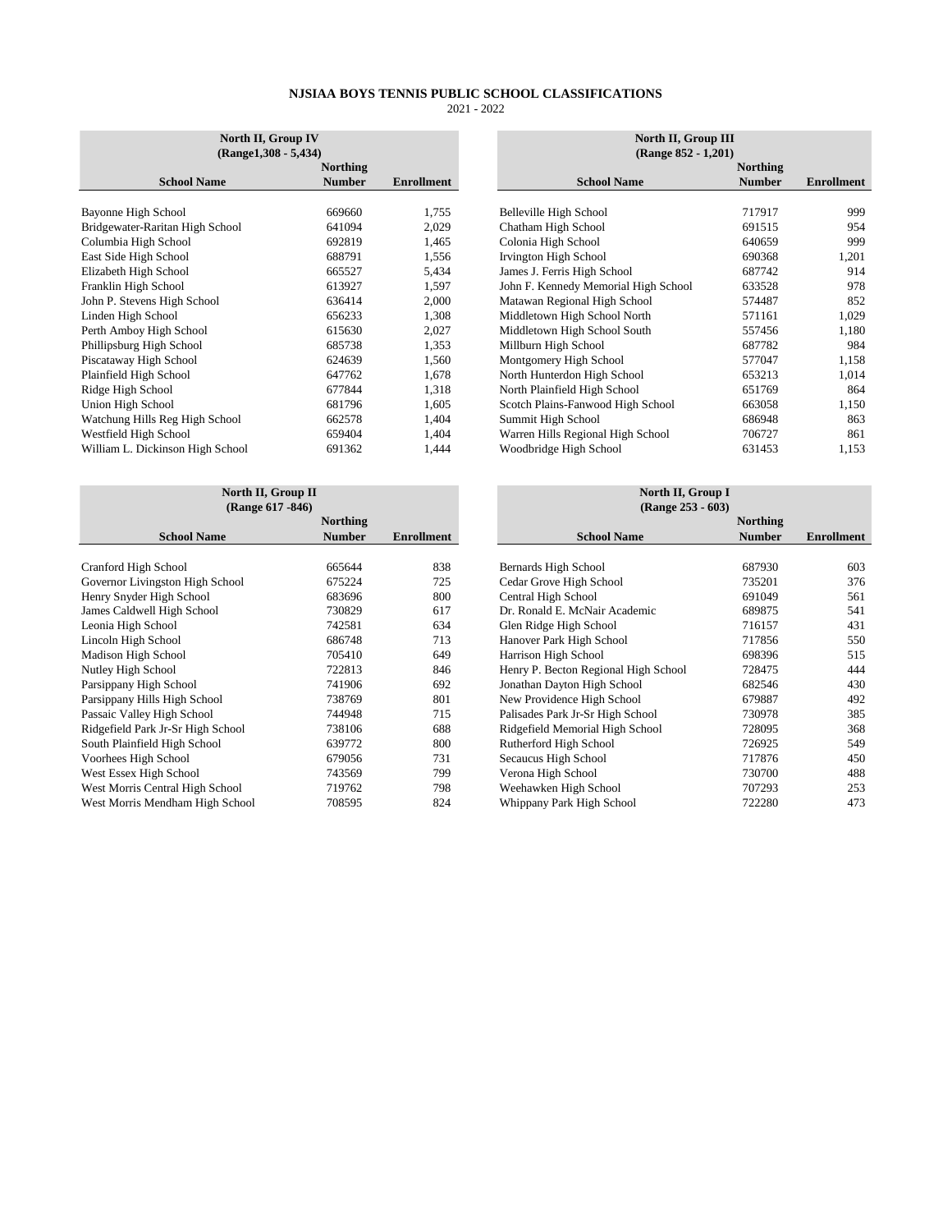# NJSIAA BOYS TENNIS PUBLIC SCHOOL CLASSIFICATIONS

2021 - 2022

| North II, Group IV (Range1,308 - 5,434) | | |
|---|---|---|
| **School Name** | **Northing Number** | **Enrollment** |
| Bayonne High School | 669660 | 1,755 |
| Bridgewater-Raritan High School | 641094 | 2,029 |
| Columbia High School | 692819 | 1,465 |
| East Side High School | 688791 | 1,556 |
| Elizabeth High School | 665527 | 5,434 |
| Franklin High School | 613927 | 1,597 |
| John P. Stevens High School | 636414 | 2,000 |
| Linden High School | 656233 | 1,308 |
| Perth Amboy High School | 615630 | 2,027 |
| Phillipsburg High School | 685738 | 1,353 |
| Piscataway High School | 624639 | 1,560 |
| Plainfield High School | 647762 | 1,678 |
| Ridge High School | 677844 | 1,318 |
| Union High School | 681796 | 1,605 |
| Watchung Hills Reg High School | 662578 | 1,404 |
| Westfield High School | 659404 | 1,404 |
| William L. Dickinson High School | 691362 | 1,444 |

| North II, Group III (Range 852 - 1,201) | | |
|---|---|---|
| **School Name** | **Northing Number** | **Enrollment** |
| Belleville High School | 717917 | 999 |
| Chatham High School | 691515 | 954 |
| Colonia High School | 640659 | 999 |
| Irvington High School | 690368 | 1,201 |
| James J. Ferris High School | 687742 | 914 |
| John F. Kennedy Memorial High School | 633528 | 978 |
| Matawan Regional High School | 574487 | 852 |
| Middletown High School North | 571161 | 1,029 |
| Middletown High School South | 557456 | 1,180 |
| Millburn High School | 687782 | 984 |
| Montgomery High School | 577047 | 1,158 |
| North Hunterdon High School | 653213 | 1,014 |
| North Plainfield High School | 651769 | 864 |
| Scotch Plains-Fanwood High School | 663058 | 1,150 |
| Summit High School | 686948 | 863 |
| Warren Hills Regional High School | 706727 | 861 |
| Woodbridge High School | 631453 | 1,153 |

| North II, Group II (Range 617 -846) | | |
|---|---|---|
| **School Name** | **Northing Number** | **Enrollment** |
| Cranford High School | 665644 | 838 |
| Governor Livingston High School | 675224 | 725 |
| Henry Snyder High School | 683696 | 800 |
| James Caldwell High School | 730829 | 617 |
| Leonia High School | 742581 | 634 |
| Lincoln High School | 686748 | 713 |
| Madison High School | 705410 | 649 |
| Nutley High School | 722813 | 846 |
| Parsippany High School | 741906 | 692 |
| Parsippany Hills High School | 738769 | 801 |
| Passaic Valley High School | 744948 | 715 |
| Ridgefield Park Jr-Sr High School | 738106 | 688 |
| South Plainfield High School | 639772 | 800 |
| Voorhees High School | 679056 | 731 |
| West Essex High School | 743569 | 799 |
| West Morris Central High School | 719762 | 798 |
| West Morris Mendham High School | 708595 | 824 |

| North II, Group I (Range 253 - 603) | | |
|---|---|---|
| **School Name** | **Northing Number** | **Enrollment** |
| Bernards High School | 687930 | 603 |
| Cedar Grove High School | 735201 | 376 |
| Central High School | 691049 | 561 |
| Dr. Ronald E. McNair Academic | 689875 | 541 |
| Glen Ridge High School | 716157 | 431 |
| Hanover Park High School | 717856 | 550 |
| Harrison High School | 698396 | 515 |
| Henry P. Becton Regional High School | 728475 | 444 |
| Jonathan Dayton High School | 682546 | 430 |
| New Providence High School | 679887 | 492 |
| Palisades Park Jr-Sr High School | 730978 | 385 |
| Ridgefield Memorial High School | 728095 | 368 |
| Rutherford High School | 726925 | 549 |
| Secaucus High School | 717876 | 450 |
| Verona High School | 730700 | 488 |
| Weehawken High School | 707293 | 253 |
| Whippany Park High School | 722280 | 473 |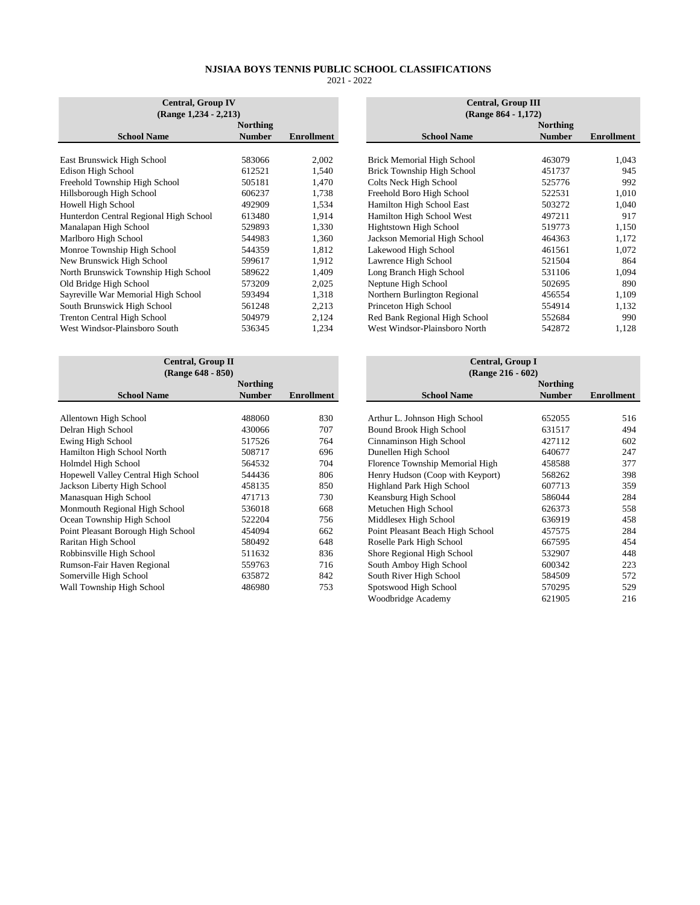# NJSIAA BOYS TENNIS PUBLIC SCHOOL CLASSIFICATIONS

2021 - 2022

| Central, Group IV (Range 1,234 - 2,213) | | |
|---|---|---|
| **School Name** | **Northing Number** | **Enrollment** |
| East Brunswick High School | 583066 | 2,002 |
| Edison High School | 612521 | 1,540 |
| Freehold Township High School | 505181 | 1,470 |
| Hillsborough High School | 606237 | 1,738 |
| Howell High School | 492909 | 1,534 |
| Hunterdon Central Regional High School | 613480 | 1,914 |
| Manalapan High School | 529893 | 1,330 |
| Marlboro High School | 544983 | 1,360 |
| Monroe Township High School | 544359 | 1,812 |
| New Brunswick High School | 599617 | 1,912 |
| North Brunswick Township High School | 589622 | 1,409 |
| Old Bridge High School | 573209 | 2,025 |
| Sayreville War Memorial High School | 593494 | 1,318 |
| South Brunswick High School | 561248 | 2,213 |
| Trenton Central High School | 504979 | 2,124 |
| West Windsor-Plainsboro South | 536345 | 1,234 |

| Central, Group III (Range 864 - 1,172) | | |
|---|---|---|
| **School Name** | **Northing Number** | **Enrollment** |
| Brick Memorial High School | 463079 | 1,043 |
| Brick Township High School | 451737 | 945 |
| Colts Neck High School | 525776 | 992 |
| Freehold Boro High School | 522531 | 1,010 |
| Hamilton High School East | 503272 | 1,040 |
| Hamilton High School West | 497211 | 917 |
| Hightstown High School | 519773 | 1,150 |
| Jackson Memorial High School | 464363 | 1,172 |
| Lakewood High School | 461561 | 1,072 |
| Lawrence High School | 521504 | 864 |
| Long Branch High School | 531106 | 1,094 |
| Neptune High School | 502695 | 890 |
| Northern Burlington Regional | 456554 | 1,109 |
| Princeton High School | 554914 | 1,132 |
| Red Bank Regional High School | 552684 | 990 |
| West Windsor-Plainsboro North | 542872 | 1,128 |

| Central, Group II (Range 648 - 850) | | |
|---|---|---|
| **School Name** | **Northing Number** | **Enrollment** |
| Allentown High School | 488060 | 830 |
| Delran High School | 430066 | 707 |
| Ewing High School | 517526 | 764 |
| Hamilton High School North | 508717 | 696 |
| Holmdel High School | 564532 | 704 |
| Hopewell Valley Central High School | 544436 | 806 |
| Jackson Liberty High School | 458135 | 850 |
| Manasquan High School | 471713 | 730 |
| Monmouth Regional High School | 536018 | 668 |
| Ocean Township High School | 522204 | 756 |
| Point Pleasant Borough High School | 454094 | 662 |
| Raritan High School | 580492 | 648 |
| Robbinsville High School | 511632 | 836 |
| Rumson-Fair Haven Regional | 559763 | 716 |
| Somerville High School | 635872 | 842 |
| Wall Township High School | 486980 | 753 |

| Central, Group I (Range 216 - 602) | | |
|---|---|---|
| **School Name** | **Northing Number** | **Enrollment** |
| Arthur L. Johnson High School | 652055 | 516 |
| Bound Brook High School | 631517 | 494 |
| Cinnaminson High School | 427112 | 602 |
| Dunellen High School | 640677 | 247 |
| Florence Township Memorial High | 458588 | 377 |
| Henry Hudson (Coop with Keyport) | 568262 | 398 |
| Highland Park High School | 607713 | 359 |
| Keansburg High School | 586044 | 284 |
| Metuchen High School | 626373 | 558 |
| Middlesex High School | 636919 | 458 |
| Point Pleasant Beach High School | 457575 | 284 |
| Roselle Park High School | 667595 | 454 |
| Shore Regional High School | 532907 | 448 |
| South Amboy High School | 600342 | 223 |
| South River High School | 584509 | 572 |
| Spotswood High School | 570295 | 529 |
| Woodbridge Academy | 621905 | 216 |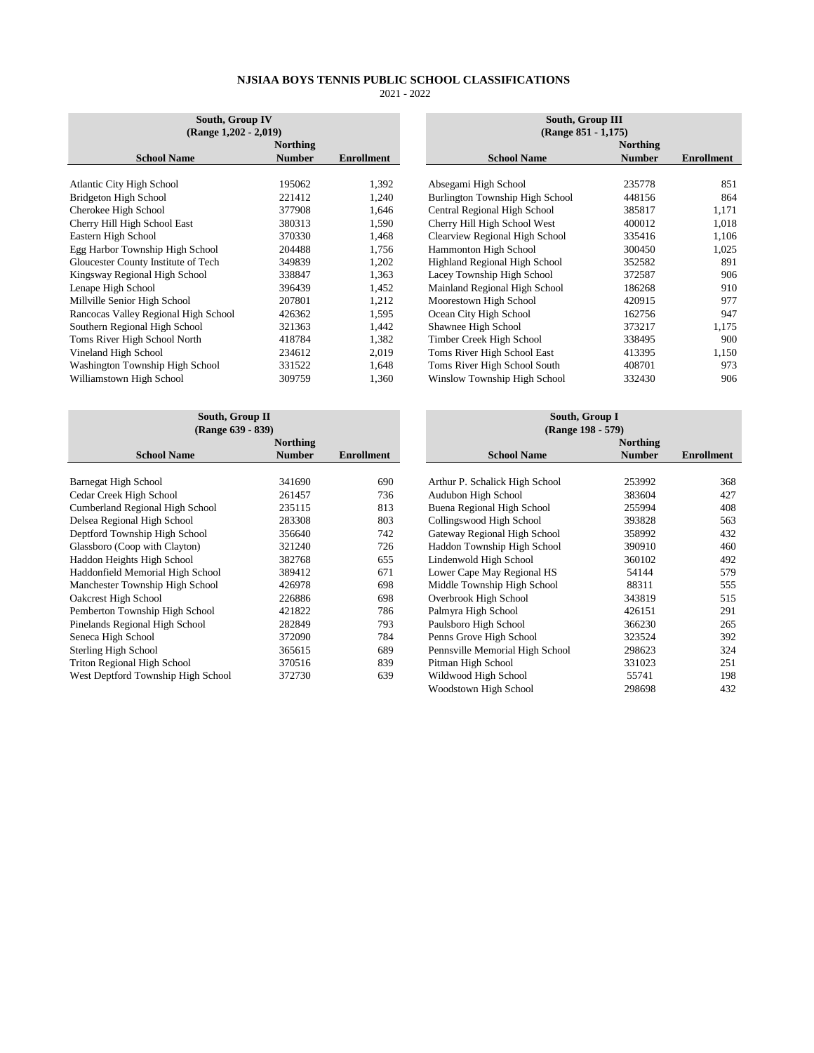# NJSIAA BOYS TENNIS PUBLIC SCHOOL CLASSIFICATIONS

2021 - 2022

| South, Group IV (Range 1,202 - 2,019) | | |
|---|---|---|
| School Name | Northing Number | Enrollment |
| Atlantic City High School | 195062 | 1,392 |
| Bridgeton High School | 221412 | 1,240 |
| Cherokee High School | 377908 | 1,646 |
| Cherry Hill High School East | 380313 | 1,590 |
| Eastern High School | 370330 | 1,468 |
| Egg Harbor Township High School | 204488 | 1,756 |
| Gloucester County Institute of Tech | 349839 | 1,202 |
| Kingsway Regional High School | 338847 | 1,363 |
| Lenape High School | 396439 | 1,452 |
| Millville Senior High School | 207801 | 1,212 |
| Rancocas Valley Regional High School | 426362 | 1,595 |
| Southern Regional High School | 321363 | 1,442 |
| Toms River High School North | 418784 | 1,382 |
| Vineland High School | 234612 | 2,019 |
| Washington Township High School | 331522 | 1,648 |
| Williamstown High School | 309759 | 1,360 |

| South, Group III (Range 851 - 1,175) | | |
|---|---|---|
| School Name | Northing Number | Enrollment |
| Absegami High School | 235778 | 851 |
| Burlington Township High School | 448156 | 864 |
| Central Regional High School | 385817 | 1,171 |
| Cherry Hill High School West | 400012 | 1,018 |
| Clearview Regional High School | 335416 | 1,106 |
| Hammonton High School | 300450 | 1,025 |
| Highland Regional High School | 352582 | 891 |
| Lacey Township High School | 372587 | 906 |
| Mainland Regional High School | 186268 | 910 |
| Moorestown High School | 420915 | 977 |
| Ocean City High School | 162756 | 947 |
| Shawnee High School | 373217 | 1,175 |
| Timber Creek High School | 338495 | 900 |
| Toms River High School East | 413395 | 1,150 |
| Toms River High School South | 408701 | 973 |
| Winslow Township High School | 332430 | 906 |

| South, Group II (Range 639 - 839) | | |
|---|---|---|
| School Name | Northing Number | Enrollment |
| Barnegat High School | 341690 | 690 |
| Cedar Creek High School | 261457 | 736 |
| Cumberland Regional High School | 235115 | 813 |
| Delsea Regional High School | 283308 | 803 |
| Deptford Township High School | 356640 | 742 |
| Glassboro (Coop with Clayton) | 321240 | 726 |
| Haddon Heights High School | 382768 | 655 |
| Haddonfield Memorial High School | 389412 | 671 |
| Manchester Township High School | 426978 | 698 |
| Oakcrest High School | 226886 | 698 |
| Pemberton Township High School | 421822 | 786 |
| Pinelands Regional High School | 282849 | 793 |
| Seneca High School | 372090 | 784 |
| Sterling High School | 365615 | 689 |
| Triton Regional High School | 370516 | 839 |
| West Deptford Township High School | 372730 | 639 |

| South, Group I (Range 198 - 579) | | |
|---|---|---|
| School Name | Northing Number | Enrollment |
| Arthur P. Schalick High School | 253992 | 368 |
| Audubon High School | 383604 | 427 |
| Buena Regional High School | 255994 | 408 |
| Collingswood High School | 393828 | 563 |
| Gateway Regional High School | 358992 | 432 |
| Haddon Township High School | 390910 | 460 |
| Lindenwold High School | 360102 | 492 |
| Lower Cape May Regional HS | 54144 | 579 |
| Middle Township High School | 88311 | 555 |
| Overbrook High School | 343819 | 515 |
| Palmyra High School | 426151 | 291 |
| Paulsboro High School | 366230 | 265 |
| Penns Grove High School | 323524 | 392 |
| Pennsville Memorial High School | 298623 | 324 |
| Pitman High School | 331023 | 251 |
| Wildwood High School | 55741 | 198 |
| Woodstown High School | 298698 | 432 |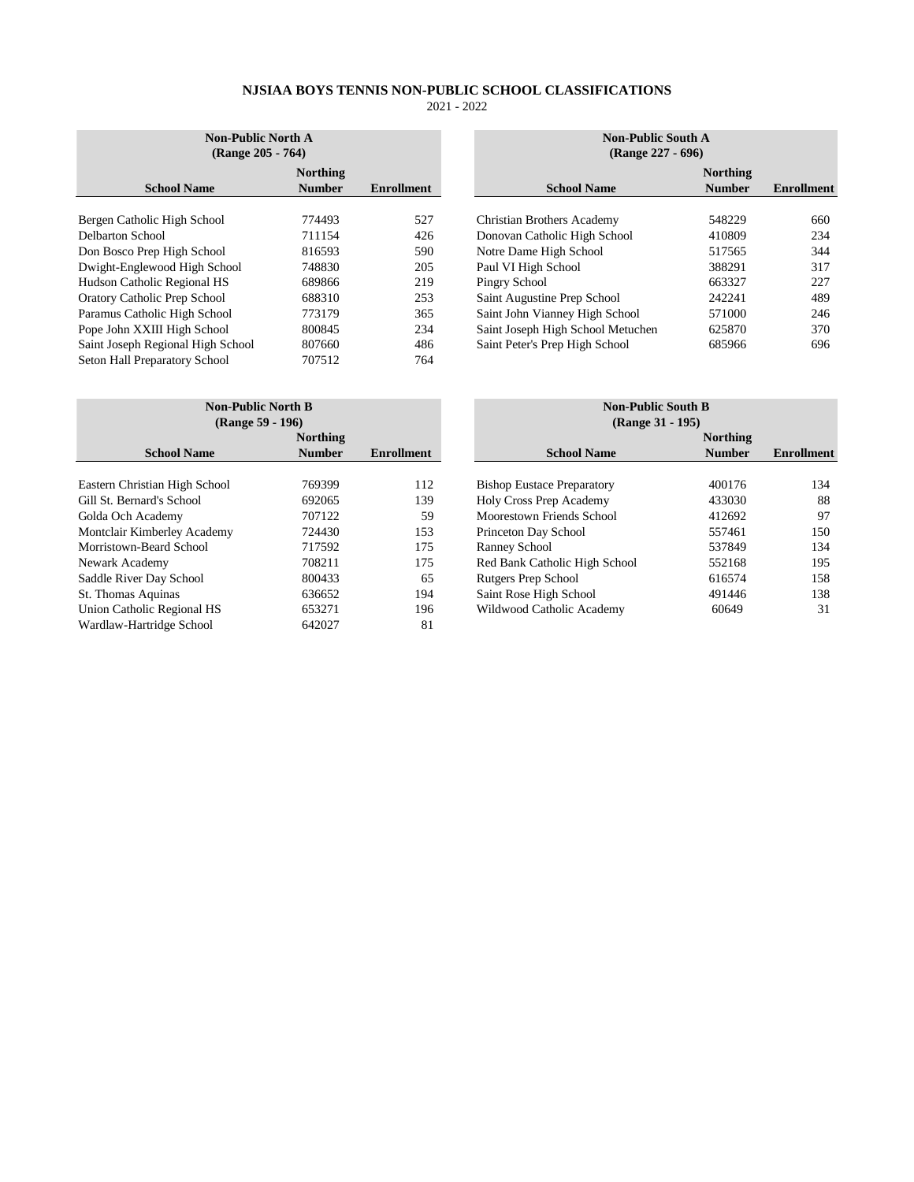**NJSIAA BOYS TENNIS NON-PUBLIC SCHOOL CLASSIFICATIONS**

2021 - 2022

| Non-Public North A (Range 205 - 764) | | |
|---|---|---|
| **School Name** | **Northing Number** | **Enrollment** |
| Bergen Catholic High School | 774493 | 527 |
| Delbarton School | 711154 | 426 |
| Don Bosco Prep High School | 816593 | 590 |
| Dwight-Englewood High School | 748830 | 205 |
| Hudson Catholic Regional HS | 689866 | 219 |
| Oratory Catholic Prep School | 688310 | 253 |
| Paramus Catholic High School | 773179 | 365 |
| Pope John XXIII High School | 800845 | 234 |
| Saint Joseph Regional High School | 807660 | 486 |
| Seton Hall Preparatory School | 707512 | 764 |

| Non-Public South A (Range 227 - 696) | | |
|---|---|---|
| **School Name** | **Northing Number** | **Enrollment** |
| Christian Brothers Academy | 548229 | 660 |
| Donovan Catholic High School | 410809 | 234 |
| Notre Dame High School | 517565 | 344 |
| Paul VI High School | 388291 | 317 |
| Pingry School | 663327 | 227 |
| Saint Augustine Prep School | 242241 | 489 |
| Saint John Vianney High School | 571000 | 246 |
| Saint Joseph High School Metuchen | 625870 | 370 |
| Saint Peter's Prep High School | 685966 | 696 |

| Non-Public North B (Range 59 - 196) | | |
|---|---|---|
| **School Name** | **Northing Number** | **Enrollment** |
| Eastern Christian High School | 769399 | 112 |
| Gill St. Bernard's School | 692065 | 139 |
| Golda Och Academy | 707122 | 59 |
| Montclair Kimberley Academy | 724430 | 153 |
| Morristown-Beard School | 717592 | 175 |
| Newark Academy | 708211 | 175 |
| Saddle River Day School | 800433 | 65 |
| St. Thomas Aquinas | 636652 | 194 |
| Union Catholic Regional HS | 653271 | 196 |
| Wardlaw-Hartridge School | 642027 | 81 |

| Non-Public South B (Range 31 - 195) | | |
|---|---|---|
| **School Name** | **Northing Number** | **Enrollment** |
| Bishop Eustace Preparatory | 400176 | 134 |
| Holy Cross Prep Academy | 433030 | 88 |
| Moorestown Friends School | 412692 | 97 |
| Princeton Day School | 557461 | 150 |
| Ranney School | 537849 | 134 |
| Red Bank Catholic High School | 552168 | 195 |
| Rutgers Prep School | 616574 | 158 |
| Saint Rose High School | 491446 | 138 |
| Wildwood Catholic Academy | 60649 | 31 |